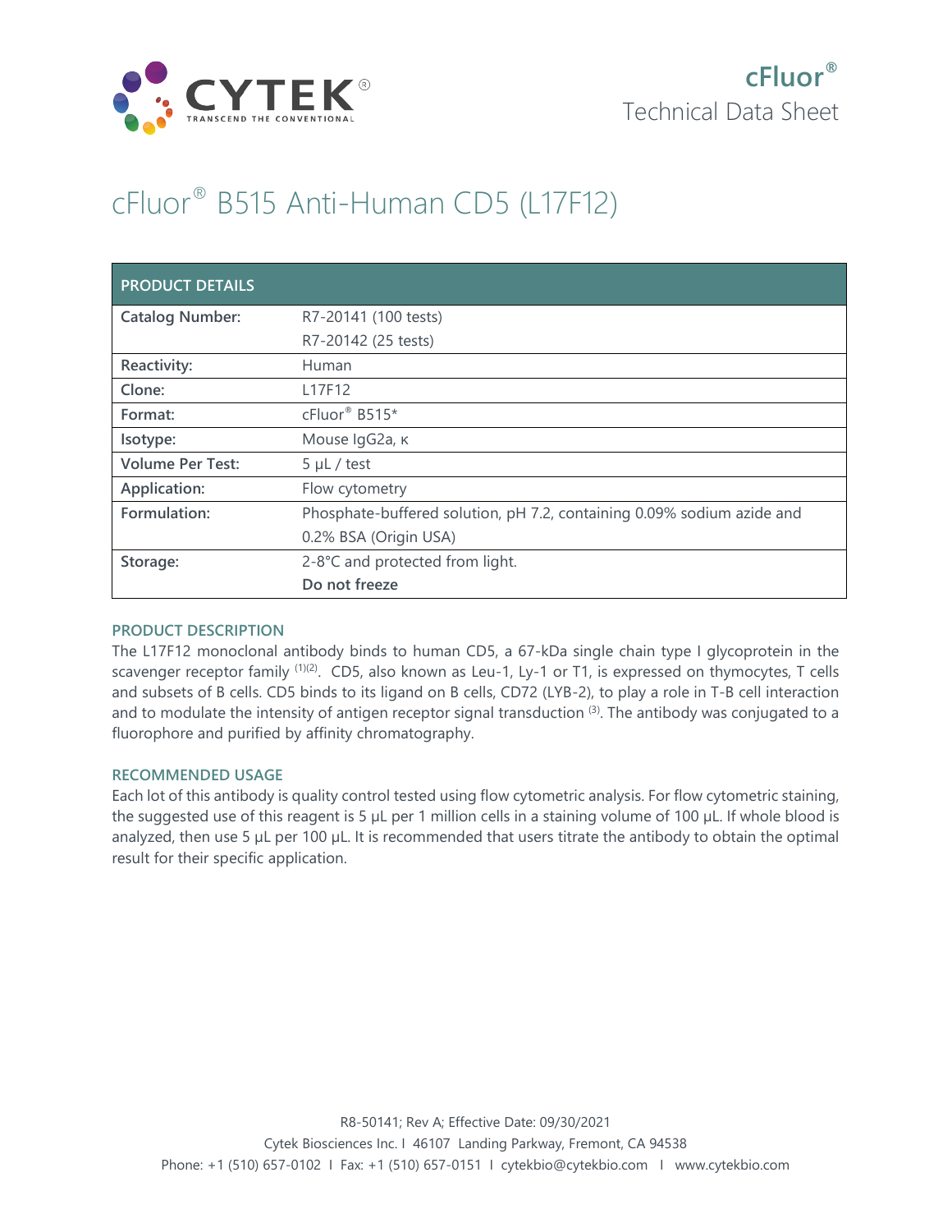# cFluor® B515 Anti-Human CD5 (L17F12)

| PRODUCT DETAILS | |
|---|---|
| **Catalog Number:** | R7-20141 (100 tests)<br>R7-20142 (25 tests) |
| **Reactivity:** | Human |
| **Clone:** | L17F12 |
| **Format:** | cFluor® B515* |
| **Isotype:** | Mouse IgG2a, κ |
| **Volume Per Test:** | 5 µL / test |
| **Application:** | Flow cytometry |
| **Formulation:** | Phosphate-buffered solution, pH 7.2, containing 0.09% sodium azide and 0.2% BSA (Origin USA) |
| **Storage:** | 2-8°C and protected from light.<br>**Do not freeze** |

## PRODUCT DESCRIPTION

The L17F12 monoclonal antibody binds to human CD5, a 67-kDa single chain type I glycoprotein in the scavenger receptor family [1][2]. CD5, also known as Leu-1, Ly-1 or T1, is expressed on thymocytes, T cells and subsets of B cells. CD5 binds to its ligand on B cells, CD72 (LYB-2), to play a role in T-B cell interaction and to modulate the intensity of antigen receptor signal transduction [3]. The antibody was conjugated to a fluorophore and purified by affinity chromatography.

## RECOMMENDED USAGE

Each lot of this antibody is quality control tested using flow cytometric analysis. For flow cytometric staining, the suggested use of this reagent is 5 µL per 1 million cells in a staining volume of 100 µL. If whole blood is analyzed, then use 5 µL per 100 µL. It is recommended that users titrate the antibody to obtain the optimal result for their specific application.

R8-50141; Rev A; Effective Date: 09/30/2021

Cytek Biosciences Inc. I 46107 Landing Parkway, Fremont, CA 94538

Phone: +1 (510) 657-0102 I Fax: +1 (510) 657-0151 I cytekbio@cytekbio.com I www.cytekbio.com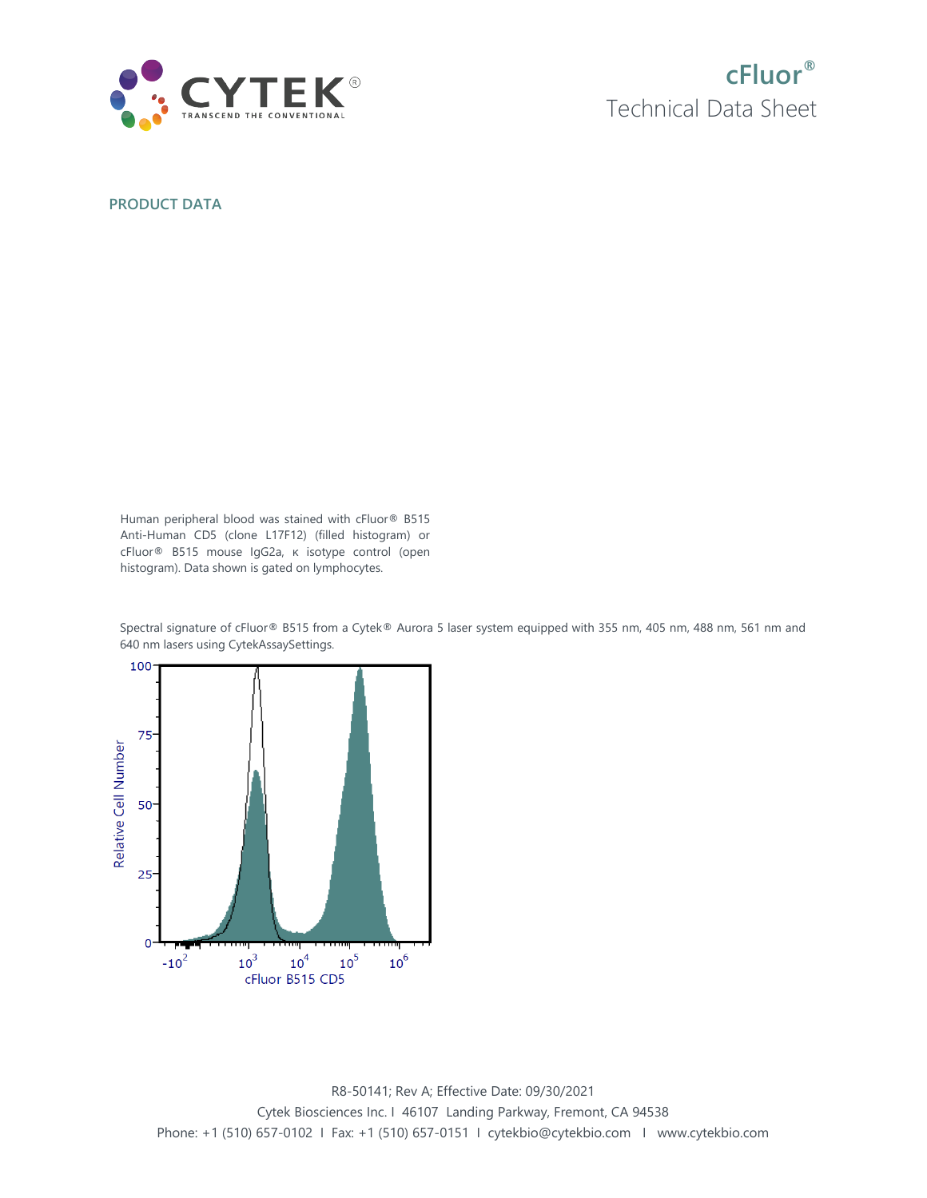## PRODUCT DATA

Human peripheral blood was stained with cFluor® B515 Anti-Human CD5 (clone L17F12) (filled histogram) or cFluor® B515 mouse IgG2a, κ isotype control (open histogram). Data shown is gated on lymphocytes.

Spectral signature of cFluor® B515 from a Cytek® Aurora 5 laser system equipped with 355 nm, 405 nm, 488 nm, 561 nm and 640 nm lasers using CytekAssaySettings.

Relative Cell Number

100
75
50
25
0

$-10^2$ $10^3$ $10^4$ $10^5$ $10^6$

cFluor B515 CD5

R8-50141; Rev A; Effective Date: 09/30/2021

Cytek Biosciences Inc. I 46107 Landing Parkway, Fremont, CA 94538

Phone: +1 (510) 657-0102 I Fax: +1 (510) 657-0151 I cytekbio@cytekbio.com I www.cytekbio.com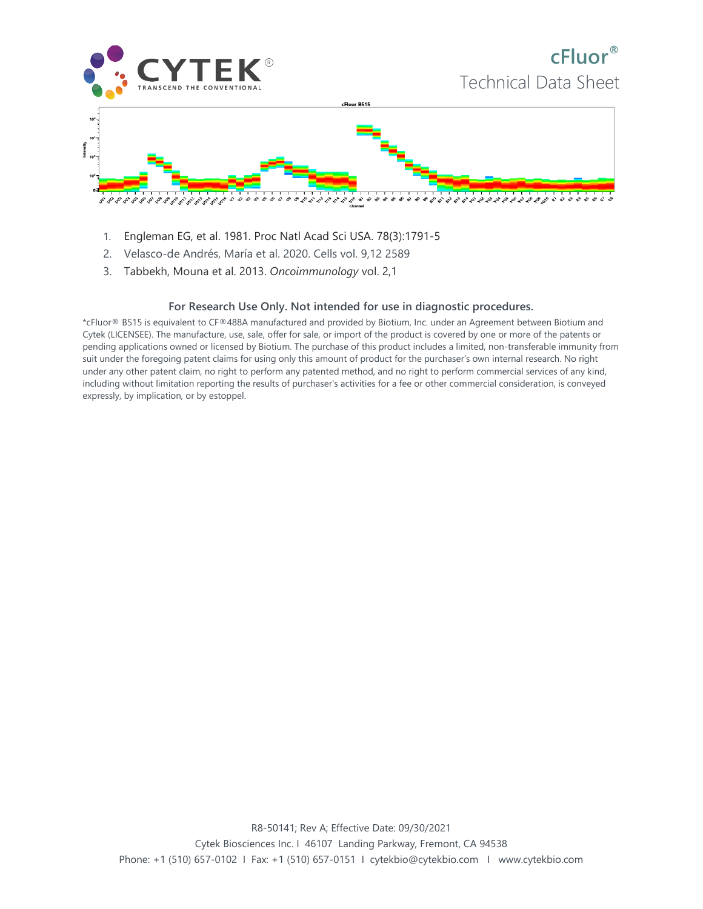cFlour B515

Intensity

Channel

1. Engleman EG, et al. 1981. Proc Natl Acad Sci USA. 78(3):1791-5
2. Velasco-de Andrés, María et al. 2020. Cells vol. 9,12 2589
3. Tabbekh, Mouna et al. 2013. *Oncoimmunology* vol. 2,1

**For Research Use Only. Not intended for use in diagnostic procedures.**

*cFluor® B515 is equivalent to CF®488A manufactured and provided by Biotium, Inc. under an Agreement between Biotium and Cytek (LICENSEE). The manufacture, use, sale, offer for sale, or import of the product is covered by one or more of the patents or pending applications owned or licensed by Biotium. The purchase of this product includes a limited, non-transferable immunity from suit under the foregoing patent claims for using only this amount of product for the purchaser's own internal research. No right under any other patent claim, no right to perform any patented method, and no right to perform commercial services of any kind, including without limitation reporting the results of purchaser's activities for a fee or other commercial consideration, is conveyed expressly, by implication, or by estoppel.

R8-50141; Rev A; Effective Date: 09/30/2021

Cytek Biosciences Inc. I 46107 Landing Parkway, Fremont, CA 94538

Phone: +1 (510) 657-0102 I Fax: +1 (510) 657-0151 I cytekbio@cytekbio.com I www.cytekbio.com